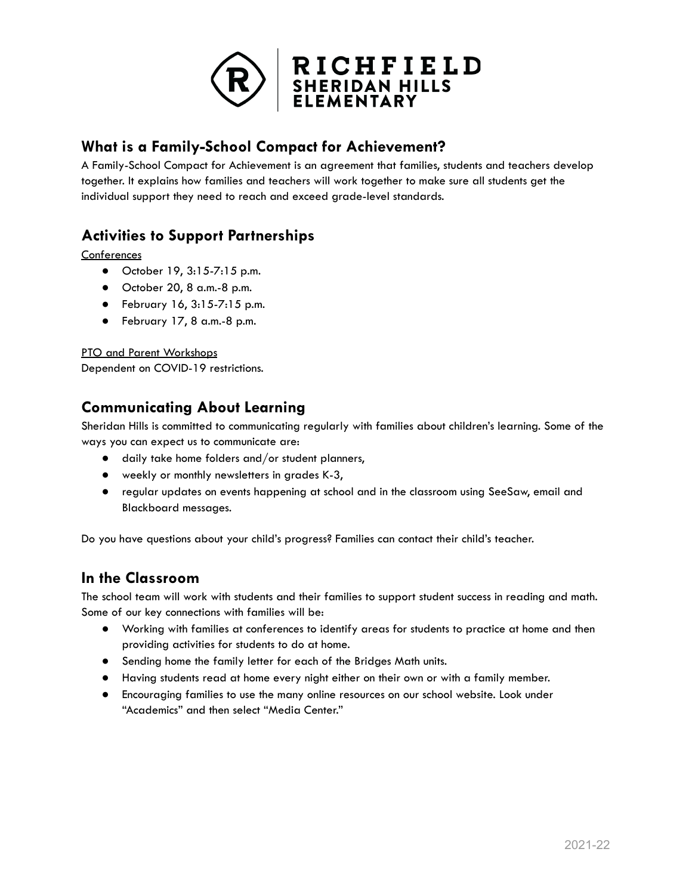# RICHFIELD SHERIDAN HILLS ELEMENTARY

## What is a Family-School Compact for Achievement?

A Family-School Compact for Achievement is an agreement that families, students and teachers develop together. It explains how families and teachers will work together to make sure all students get the individual support they need to reach and exceed grade-level standards.

## Activities to Support Partnerships

Conferences

- October 19, 3:15-7:15 p.m.
- October 20, 8 a.m.-8 p.m.
- February 16, 3:15-7:15 p.m.
- February 17, 8 a.m.-8 p.m.

PTO and Parent Workshops

Dependent on COVID-19 restrictions.

## Communicating About Learning

Sheridan Hills is committed to communicating regularly with families about children's learning. Some of the ways you can expect us to communicate are:

- daily take home folders and/or student planners,
- weekly or monthly newsletters in grades K-3,
- regular updates on events happening at school and in the classroom using SeeSaw, email and Blackboard messages.

Do you have questions about your child's progress? Families can contact their child's teacher.

## In the Classroom

The school team will work with students and their families to support student success in reading and math. Some of our key connections with families will be:

- Working with families at conferences to identify areas for students to practice at home and then providing activities for students to do at home.
- Sending home the family letter for each of the Bridges Math units.
- Having students read at home every night either on their own or with a family member.
- Encouraging families to use the many online resources on our school website. Look under "Academics" and then select "Media Center."

2021-22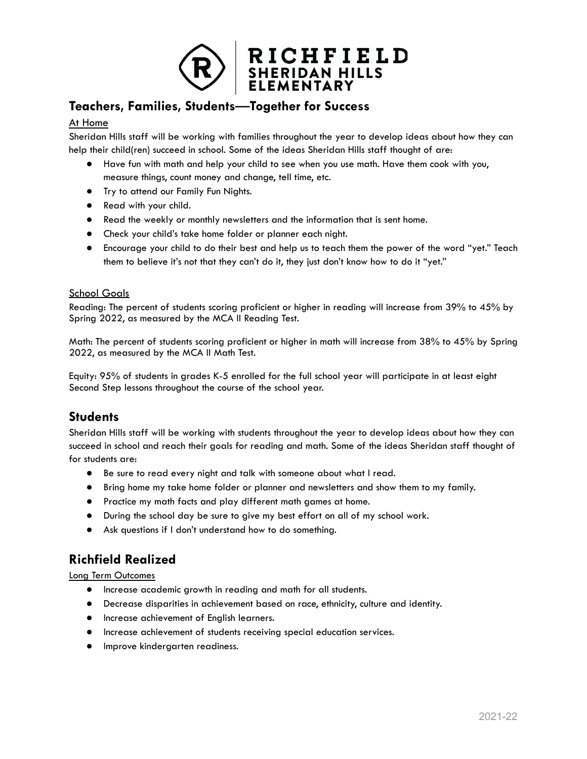# RICHFIELD SHERIDAN HILLS ELEMENTARY

## Teachers, Families, Students—Together for Success

At Home

Sheridan Hills staff will be working with families throughout the year to develop ideas about how they can help their child(ren) succeed in school. Some of the ideas Sheridan Hills staff thought of are:

- Have fun with math and help your child to see when you use math. Have them cook with you, measure things, count money and change, tell time, etc.
- Try to attend our Family Fun Nights.
- Read with your child.
- Read the weekly or monthly newsletters and the information that is sent home.
- Check your child's take home folder or planner each night.
- Encourage your child to do their best and help us to teach them the power of the word "yet." Teach them to believe it's not that they can't do it, they just don't know how to do it "yet."

School Goals

Reading: The percent of students scoring proficient or higher in reading will increase from 39% to 45% by Spring 2022, as measured by the MCA II Reading Test.

Math: The percent of students scoring proficient or higher in math will increase from 38% to 45% by Spring 2022, as measured by the MCA II Math Test.

Equity: 95% of students in grades K-5 enrolled for the full school year will participate in at least eight Second Step lessons throughout the course of the school year.

## Students

Sheridan Hills staff will be working with students throughout the year to develop ideas about how they can succeed in school and reach their goals for reading and math. Some of the ideas Sheridan staff thought of for students are:

- Be sure to read every night and talk with someone about what I read.
- Bring home my take home folder or planner and newsletters and show them to my family.
- Practice my math facts and play different math games at home.
- During the school day be sure to give my best effort on all of my school work.
- Ask questions if I don't understand how to do something.

## Richfield Realized

Long Term Outcomes

- Increase academic growth in reading and math for all students.
- Decrease disparities in achievement based on race, ethnicity, culture and identity.
- Increase achievement of English learners.
- Increase achievement of students receiving special education services.
- Improve kindergarten readiness.

2021-22